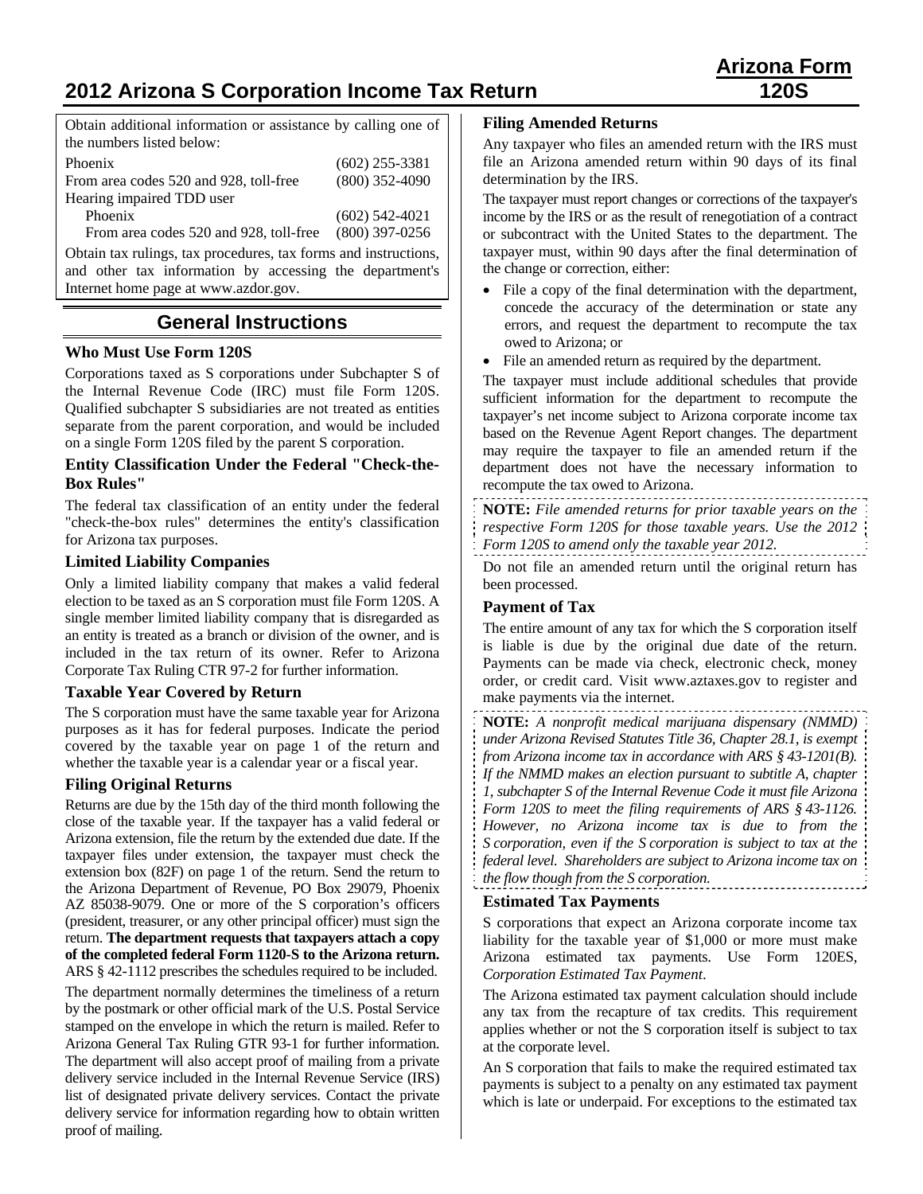# 2012 Arizona S Corporation Income Tax Return

**Arizona Form 120S**

Obtain additional information or assistance by calling one of the numbers listed below:

| | |
|---|---|
| Phoenix | (602) 255-3381 |
| From area codes 520 and 928, toll-free | (800) 352-4090 |
| Hearing impaired TDD user | |
| Phoenix | (602) 542-4021 |
| From area codes 520 and 928, toll-free | (800) 397-0256 |

Obtain tax rulings, tax procedures, tax forms and instructions, and other tax information by accessing the department's Internet home page at www.azdor.gov.

## General Instructions

### Who Must Use Form 120S

Corporations taxed as S corporations under Subchapter S of the Internal Revenue Code (IRC) must file Form 120S. Qualified subchapter S subsidiaries are not treated as entities separate from the parent corporation, and would be included on a single Form 120S filed by the parent S corporation.

### Entity Classification Under the Federal "Check-the-Box Rules"

The federal tax classification of an entity under the federal "check-the-box rules" determines the entity's classification for Arizona tax purposes.

### Limited Liability Companies

Only a limited liability company that makes a valid federal election to be taxed as an S corporation must file Form 120S. A single member limited liability company that is disregarded as an entity is treated as a branch or division of the owner, and is included in the tax return of its owner. Refer to Arizona Corporate Tax Ruling CTR 97-2 for further information.

### Taxable Year Covered by Return

The S corporation must have the same taxable year for Arizona purposes as it has for federal purposes. Indicate the period covered by the taxable year on page 1 of the return and whether the taxable year is a calendar year or a fiscal year.

### Filing Original Returns

Returns are due by the 15th day of the third month following the close of the taxable year. If the taxpayer has a valid federal or Arizona extension, file the return by the extended due date. If the taxpayer files under extension, the taxpayer must check the extension box (82F) on page 1 of the return. Send the return to the Arizona Department of Revenue, PO Box 29079, Phoenix AZ 85038-9079. One or more of the S corporation's officers (president, treasurer, or any other principal officer) must sign the return. **The department requests that taxpayers attach a copy of the completed federal Form 1120-S to the Arizona return.** ARS § 42-1112 prescribes the schedules required to be included.

The department normally determines the timeliness of a return by the postmark or other official mark of the U.S. Postal Service stamped on the envelope in which the return is mailed. Refer to Arizona General Tax Ruling GTR 93-1 for further information. The department will also accept proof of mailing from a private delivery service included in the Internal Revenue Service (IRS) list of designated private delivery services. Contact the private delivery service for information regarding how to obtain written proof of mailing.

### Filing Amended Returns

Any taxpayer who files an amended return with the IRS must file an Arizona amended return within 90 days of its final determination by the IRS.

The taxpayer must report changes or corrections of the taxpayer's income by the IRS or as the result of renegotiation of a contract or subcontract with the United States to the department. The taxpayer must, within 90 days after the final determination of the change or correction, either:

- File a copy of the final determination with the department, concede the accuracy of the determination or state any errors, and request the department to recompute the tax owed to Arizona; or
- File an amended return as required by the department.

The taxpayer must include additional schedules that provide sufficient information for the department to recompute the taxpayer's net income subject to Arizona corporate income tax based on the Revenue Agent Report changes. The department may require the taxpayer to file an amended return if the department does not have the necessary information to recompute the tax owed to Arizona.

**NOTE:** *File amended returns for prior taxable years on the respective Form 120S for those taxable years. Use the 2012 Form 120S to amend only the taxable year 2012.*

Do not file an amended return until the original return has been processed.

### Payment of Tax

The entire amount of any tax for which the S corporation itself is liable is due by the original due date of the return. Payments can be made via check, electronic check, money order, or credit card. Visit www.aztaxes.gov to register and make payments via the internet.

**NOTE:** *A nonprofit medical marijuana dispensary (NMMD) under Arizona Revised Statutes Title 36, Chapter 28.1, is exempt from Arizona income tax in accordance with ARS § 43-1201(B). If the NMMD makes an election pursuant to subtitle A, chapter 1, subchapter S of the Internal Revenue Code it must file Arizona Form 120S to meet the filing requirements of ARS § 43-1126. However, no Arizona income tax is due to from the S corporation, even if the S corporation is subject to tax at the federal level. Shareholders are subject to Arizona income tax on the flow though from the S corporation.*

### Estimated Tax Payments

S corporations that expect an Arizona corporate income tax liability for the taxable year of $1,000 or more must make Arizona estimated tax payments. Use Form 120ES, *Corporation Estimated Tax Payment*.

The Arizona estimated tax payment calculation should include any tax from the recapture of tax credits. This requirement applies whether or not the S corporation itself is subject to tax at the corporate level.

An S corporation that fails to make the required estimated tax payments is subject to a penalty on any estimated tax payment which is late or underpaid. For exceptions to the estimated tax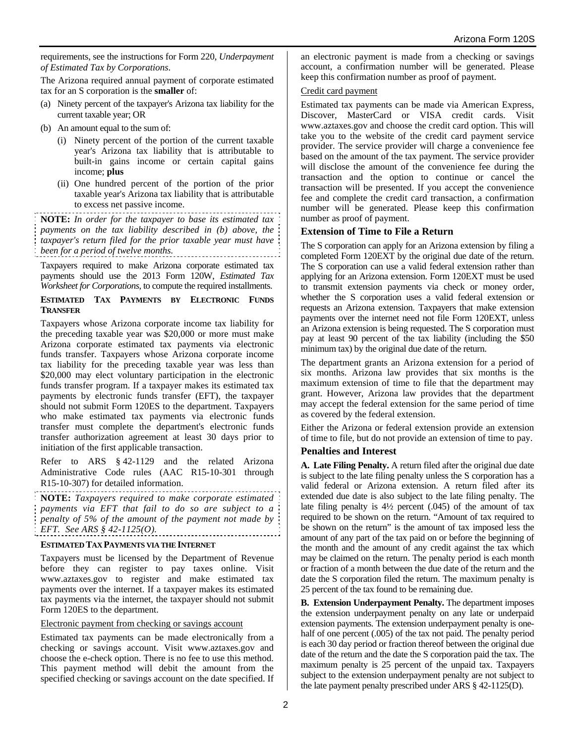requirements, see the instructions for Form 220, *Underpayment of Estimated Tax by Corporations*.

The Arizona required annual payment of corporate estimated tax for an S corporation is the **smaller** of:

(a) Ninety percent of the taxpayer's Arizona tax liability for the current taxable year; OR

(b) An amount equal to the sum of:

   (i) Ninety percent of the portion of the current taxable year's Arizona tax liability that is attributable to built-in gains income or certain capital gains income; **plus**

   (ii) One hundred percent of the portion of the prior taxable year's Arizona tax liability that is attributable to excess net passive income.

**NOTE:** *In order for the taxpayer to base its estimated tax payments on the tax liability described in (b) above, the taxpayer's return filed for the prior taxable year must have been for a period of twelve months.*

Taxpayers required to make Arizona corporate estimated tax payments should use the 2013 Form 120W, *Estimated Tax Worksheet for Corporations*, to compute the required installments.

#### Estimated Tax Payments by Electronic Funds Transfer

Taxpayers whose Arizona corporate income tax liability for the preceding taxable year was $20,000 or more must make Arizona corporate estimated tax payments via electronic funds transfer. Taxpayers whose Arizona corporate income tax liability for the preceding taxable year was less than $20,000 may elect voluntary participation in the electronic funds transfer program. If a taxpayer makes its estimated tax payments by electronic funds transfer (EFT), the taxpayer should not submit Form 120ES to the department. Taxpayers who make estimated tax payments via electronic funds transfer must complete the department's electronic funds transfer authorization agreement at least 30 days prior to initiation of the first applicable transaction.

Refer to ARS § 42-1129 and the related Arizona Administrative Code rules (AAC R15-10-301 through R15-10-307) for detailed information.

**NOTE:** *Taxpayers required to make corporate estimated payments via EFT that fail to do so are subject to a penalty of 5% of the amount of the payment not made by EFT. See ARS § 42-1125(O).*

#### Estimated Tax Payments via the Internet

Taxpayers must be licensed by the Department of Revenue before they can register to pay taxes online. Visit www.aztaxes.gov to register and make estimated tax payments over the internet. If a taxpayer makes its estimated tax payments via the internet, the taxpayer should not submit Form 120ES to the department.

Electronic payment from checking or savings account

Estimated tax payments can be made electronically from a checking or savings account. Visit www.aztaxes.gov and choose the e-check option. There is no fee to use this method. This payment method will debit the amount from the specified checking or savings account on the date specified. If an electronic payment is made from a checking or savings account, a confirmation number will be generated. Please keep this confirmation number as proof of payment.

Credit card payment

Estimated tax payments can be made via American Express, Discover, MasterCard or VISA credit cards. Visit www.aztaxes.gov and choose the credit card option. This will take you to the website of the credit card payment service provider. The service provider will charge a convenience fee based on the amount of the tax payment. The service provider will disclose the amount of the convenience fee during the transaction and the option to continue or cancel the transaction will be presented. If you accept the convenience fee and complete the credit card transaction, a confirmation number will be generated. Please keep this confirmation number as proof of payment.

### Extension of Time to File a Return

The S corporation can apply for an Arizona extension by filing a completed Form 120EXT by the original due date of the return. The S corporation can use a valid federal extension rather than applying for an Arizona extension. Form 120EXT must be used to transmit extension payments via check or money order, whether the S corporation uses a valid federal extension or requests an Arizona extension. Taxpayers that make extension payments over the internet need not file Form 120EXT, unless an Arizona extension is being requested. The S corporation must pay at least 90 percent of the tax liability (including the $50 minimum tax) by the original due date of the return.

The department grants an Arizona extension for a period of six months. Arizona law provides that six months is the maximum extension of time to file that the department may grant. However, Arizona law provides that the department may accept the federal extension for the same period of time as covered by the federal extension.

Either the Arizona or federal extension provide an extension of time to file, but do not provide an extension of time to pay.

### Penalties and Interest

**A. Late Filing Penalty.** A return filed after the original due date is subject to the late filing penalty unless the S corporation has a valid federal or Arizona extension. A return filed after its extended due date is also subject to the late filing penalty. The late filing penalty is 4½ percent (.045) of the amount of tax required to be shown on the return. "Amount of tax required to be shown on the return" is the amount of tax imposed less the amount of any part of the tax paid on or before the beginning of the month and the amount of any credit against the tax which may be claimed on the return. The penalty period is each month or fraction of a month between the due date of the return and the date the S corporation filed the return. The maximum penalty is 25 percent of the tax found to be remaining due.

**B. Extension Underpayment Penalty.** The department imposes the extension underpayment penalty on any late or underpaid extension payments. The extension underpayment penalty is one-half of one percent (.005) of the tax not paid. The penalty period is each 30 day period or fraction thereof between the original due date of the return and the date the S corporation paid the tax. The maximum penalty is 25 percent of the unpaid tax. Taxpayers subject to the extension underpayment penalty are not subject to the late payment penalty prescribed under ARS § 42-1125(D).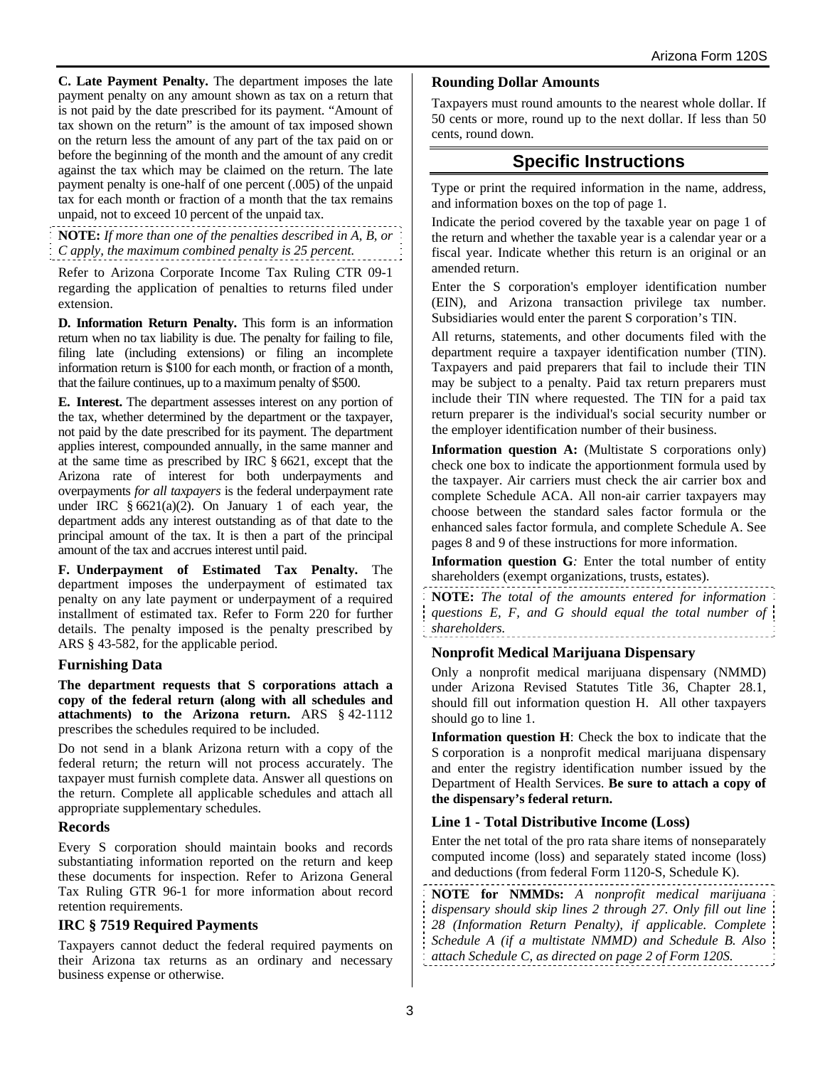**C. Late Payment Penalty.** The department imposes the late payment penalty on any amount shown as tax on a return that is not paid by the date prescribed for its payment. "Amount of tax shown on the return" is the amount of tax imposed shown on the return less the amount of any part of the tax paid on or before the beginning of the month and the amount of any credit against the tax which may be claimed on the return. The late payment penalty is one-half of one percent (.005) of the unpaid tax for each month or fraction of a month that the tax remains unpaid, not to exceed 10 percent of the unpaid tax.

**NOTE:** *If more than one of the penalties described in A, B, or C apply, the maximum combined penalty is 25 percent.*

Refer to Arizona Corporate Income Tax Ruling CTR 09-1 regarding the application of penalties to returns filed under extension.

**D. Information Return Penalty.** This form is an information return when no tax liability is due. The penalty for failing to file, filing late (including extensions) or filing an incomplete information return is $100 for each month, or fraction of a month, that the failure continues, up to a maximum penalty of $500.

**E. Interest.** The department assesses interest on any portion of the tax, whether determined by the department or the taxpayer, not paid by the date prescribed for its payment. The department applies interest, compounded annually, in the same manner and at the same time as prescribed by IRC § 6621, except that the Arizona rate of interest for both underpayments and overpayments *for all taxpayers* is the federal underpayment rate under IRC § 6621(a)(2). On January 1 of each year, the department adds any interest outstanding as of that date to the principal amount of the tax. It is then a part of the principal amount of the tax and accrues interest until paid.

**F. Underpayment of Estimated Tax Penalty.** The department imposes the underpayment of estimated tax penalty on any late payment or underpayment of a required installment of estimated tax. Refer to Form 220 for further details. The penalty imposed is the penalty prescribed by ARS § 43-582, for the applicable period.

### Furnishing Data

**The department requests that S corporations attach a copy of the federal return (along with all schedules and attachments) to the Arizona return.** ARS § 42-1112 prescribes the schedules required to be included.

Do not send in a blank Arizona return with a copy of the federal return; the return will not process accurately. The taxpayer must furnish complete data. Answer all questions on the return. Complete all applicable schedules and attach all appropriate supplementary schedules.

### Records

Every S corporation should maintain books and records substantiating information reported on the return and keep these documents for inspection. Refer to Arizona General Tax Ruling GTR 96-1 for more information about record retention requirements.

### IRC § 7519 Required Payments

Taxpayers cannot deduct the federal required payments on their Arizona tax returns as an ordinary and necessary business expense or otherwise.

### Rounding Dollar Amounts

Taxpayers must round amounts to the nearest whole dollar. If 50 cents or more, round up to the next dollar. If less than 50 cents, round down.

## Specific Instructions

Type or print the required information in the name, address, and information boxes on the top of page 1.

Indicate the period covered by the taxable year on page 1 of the return and whether the taxable year is a calendar year or a fiscal year. Indicate whether this return is an original or an amended return.

Enter the S corporation's employer identification number (EIN), and Arizona transaction privilege tax number. Subsidiaries would enter the parent S corporation's TIN.

All returns, statements, and other documents filed with the department require a taxpayer identification number (TIN). Taxpayers and paid preparers that fail to include their TIN may be subject to a penalty. Paid tax return preparers must include their TIN where requested. The TIN for a paid tax return preparer is the individual's social security number or the employer identification number of their business.

**Information question A:** (Multistate S corporations only) check one box to indicate the apportionment formula used by the taxpayer. Air carriers must check the air carrier box and complete Schedule ACA. All non-air carrier taxpayers may choose between the standard sales factor formula or the enhanced sales factor formula, and complete Schedule A. See pages 8 and 9 of these instructions for more information.

**Information question G***:* Enter the total number of entity shareholders (exempt organizations, trusts, estates).

**NOTE:** *The total of the amounts entered for information questions E, F, and G should equal the total number of shareholders.*

### Nonprofit Medical Marijuana Dispensary

Only a nonprofit medical marijuana dispensary (NMMD) under Arizona Revised Statutes Title 36, Chapter 28.1, should fill out information question H. All other taxpayers should go to line 1.

**Information question H**: Check the box to indicate that the S corporation is a nonprofit medical marijuana dispensary and enter the registry identification number issued by the Department of Health Services. **Be sure to attach a copy of the dispensary's federal return.**

### Line 1 - Total Distributive Income (Loss)

Enter the net total of the pro rata share items of nonseparately computed income (loss) and separately stated income (loss) and deductions (from federal Form 1120-S, Schedule K).

**NOTE for NMMDs:** *A nonprofit medical marijuana dispensary should skip lines 2 through 27. Only fill out line 28 (Information Return Penalty), if applicable. Complete Schedule A (if a multistate NMMD) and Schedule B. Also attach Schedule C, as directed on page 2 of Form 120S.*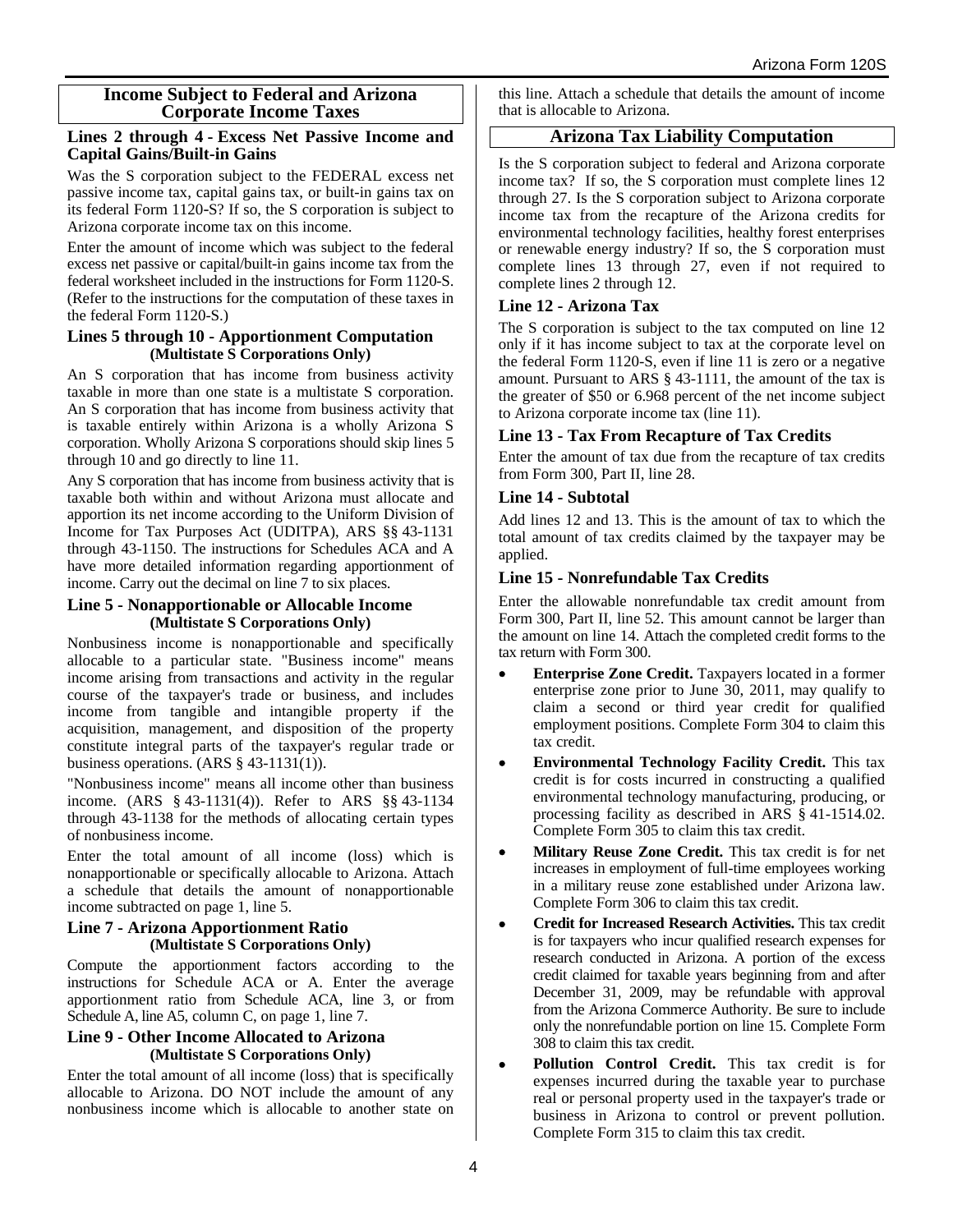## Income Subject to Federal and Arizona Corporate Income Taxes

### Lines 2 through 4 - Excess Net Passive Income and Capital Gains/Built-in Gains

Was the S corporation subject to the FEDERAL excess net passive income tax, capital gains tax, or built-in gains tax on its federal Form 1120-S? If so, the S corporation is subject to Arizona corporate income tax on this income.

Enter the amount of income which was subject to the federal excess net passive or capital/built-in gains income tax from the federal worksheet included in the instructions for Form 1120-S. (Refer to the instructions for the computation of these taxes in the federal Form 1120-S.)

### Lines 5 through 10 - Apportionment Computation (Multistate S Corporations Only)

An S corporation that has income from business activity taxable in more than one state is a multistate S corporation. An S corporation that has income from business activity that is taxable entirely within Arizona is a wholly Arizona S corporation. Wholly Arizona S corporations should skip lines 5 through 10 and go directly to line 11.

Any S corporation that has income from business activity that is taxable both within and without Arizona must allocate and apportion its net income according to the Uniform Division of Income for Tax Purposes Act (UDITPA), ARS §§ 43-1131 through 43-1150. The instructions for Schedules ACA and A have more detailed information regarding apportionment of income. Carry out the decimal on line 7 to six places.

### Line 5 - Nonapportionable or Allocable Income (Multistate S Corporations Only)

Nonbusiness income is nonapportionable and specifically allocable to a particular state. "Business income" means income arising from transactions and activity in the regular course of the taxpayer's trade or business, and includes income from tangible and intangible property if the acquisition, management, and disposition of the property constitute integral parts of the taxpayer's regular trade or business operations. (ARS § 43-1131(1)).

"Nonbusiness income" means all income other than business income. (ARS § 43-1131(4)). Refer to ARS §§ 43-1134 through 43-1138 for the methods of allocating certain types of nonbusiness income.

Enter the total amount of all income (loss) which is nonapportionable or specifically allocable to Arizona. Attach a schedule that details the amount of nonapportionable income subtracted on page 1, line 5.

### Line 7 - Arizona Apportionment Ratio (Multistate S Corporations Only)

Compute the apportionment factors according to the instructions for Schedule ACA or A. Enter the average apportionment ratio from Schedule ACA, line 3, or from Schedule A, line A5, column C, on page 1, line 7.

### Line 9 - Other Income Allocated to Arizona (Multistate S Corporations Only)

Enter the total amount of all income (loss) that is specifically allocable to Arizona. DO NOT include the amount of any nonbusiness income which is allocable to another state on this line. Attach a schedule that details the amount of income that is allocable to Arizona.

## Arizona Tax Liability Computation

Is the S corporation subject to federal and Arizona corporate income tax? If so, the S corporation must complete lines 12 through 27. Is the S corporation subject to Arizona corporate income tax from the recapture of the Arizona credits for environmental technology facilities, healthy forest enterprises or renewable energy industry? If so, the S corporation must complete lines 13 through 27, even if not required to complete lines 2 through 12.

### Line 12 - Arizona Tax

The S corporation is subject to the tax computed on line 12 only if it has income subject to tax at the corporate level on the federal Form 1120-S, even if line 11 is zero or a negative amount. Pursuant to ARS § 43-1111, the amount of the tax is the greater of $50 or 6.968 percent of the net income subject to Arizona corporate income tax (line 11).

### Line 13 - Tax From Recapture of Tax Credits

Enter the amount of tax due from the recapture of tax credits from Form 300, Part II, line 28.

### Line 14 - Subtotal

Add lines 12 and 13. This is the amount of tax to which the total amount of tax credits claimed by the taxpayer may be applied.

### Line 15 - Nonrefundable Tax Credits

Enter the allowable nonrefundable tax credit amount from Form 300, Part II, line 52. This amount cannot be larger than the amount on line 14. Attach the completed credit forms to the tax return with Form 300.

- **Enterprise Zone Credit.** Taxpayers located in a former enterprise zone prior to June 30, 2011, may qualify to claim a second or third year credit for qualified employment positions. Complete Form 304 to claim this tax credit.
- **Environmental Technology Facility Credit.** This tax credit is for costs incurred in constructing a qualified environmental technology manufacturing, producing, or processing facility as described in ARS § 41-1514.02. Complete Form 305 to claim this tax credit.
- **Military Reuse Zone Credit.** This tax credit is for net increases in employment of full-time employees working in a military reuse zone established under Arizona law. Complete Form 306 to claim this tax credit.
- **Credit for Increased Research Activities.** This tax credit is for taxpayers who incur qualified research expenses for research conducted in Arizona. A portion of the excess credit claimed for taxable years beginning from and after December 31, 2009, may be refundable with approval from the Arizona Commerce Authority. Be sure to include only the nonrefundable portion on line 15. Complete Form 308 to claim this tax credit.
- **Pollution Control Credit.** This tax credit is for expenses incurred during the taxable year to purchase real or personal property used in the taxpayer's trade or business in Arizona to control or prevent pollution. Complete Form 315 to claim this tax credit.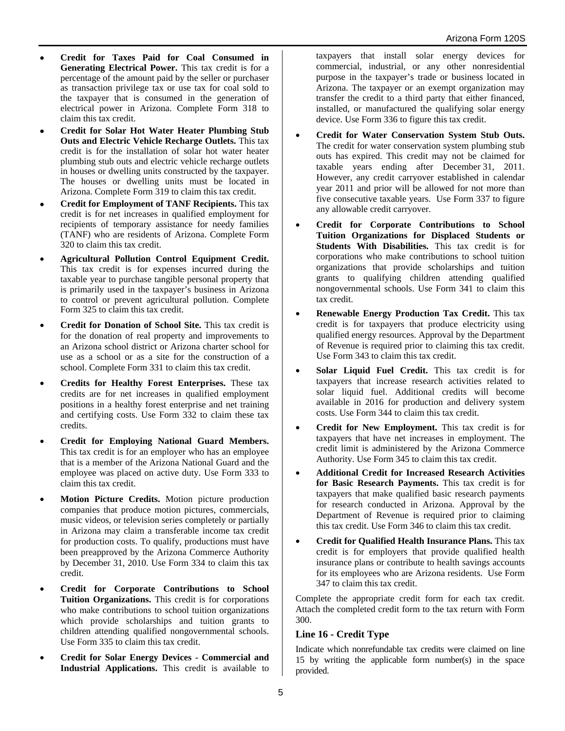- **Credit for Taxes Paid for Coal Consumed in Generating Electrical Power.** This tax credit is for a percentage of the amount paid by the seller or purchaser as transaction privilege tax or use tax for coal sold to the taxpayer that is consumed in the generation of electrical power in Arizona. Complete Form 318 to claim this tax credit.
- **Credit for Solar Hot Water Heater Plumbing Stub Outs and Electric Vehicle Recharge Outlets.** This tax credit is for the installation of solar hot water heater plumbing stub outs and electric vehicle recharge outlets in houses or dwelling units constructed by the taxpayer. The houses or dwelling units must be located in Arizona. Complete Form 319 to claim this tax credit.
- **Credit for Employment of TANF Recipients.** This tax credit is for net increases in qualified employment for recipients of temporary assistance for needy families (TANF) who are residents of Arizona. Complete Form 320 to claim this tax credit.
- **Agricultural Pollution Control Equipment Credit.** This tax credit is for expenses incurred during the taxable year to purchase tangible personal property that is primarily used in the taxpayer's business in Arizona to control or prevent agricultural pollution. Complete Form 325 to claim this tax credit.
- **Credit for Donation of School Site.** This tax credit is for the donation of real property and improvements to an Arizona school district or Arizona charter school for use as a school or as a site for the construction of a school. Complete Form 331 to claim this tax credit.
- **Credits for Healthy Forest Enterprises.** These tax credits are for net increases in qualified employment positions in a healthy forest enterprise and net training and certifying costs. Use Form 332 to claim these tax credits.
- **Credit for Employing National Guard Members.** This tax credit is for an employer who has an employee that is a member of the Arizona National Guard and the employee was placed on active duty. Use Form 333 to claim this tax credit.
- **Motion Picture Credits.** Motion picture production companies that produce motion pictures, commercials, music videos, or television series completely or partially in Arizona may claim a transferable income tax credit for production costs. To qualify, productions must have been preapproved by the Arizona Commerce Authority by December 31, 2010. Use Form 334 to claim this tax credit.
- **Credit for Corporate Contributions to School Tuition Organizations.** This credit is for corporations who make contributions to school tuition organizations which provide scholarships and tuition grants to children attending qualified nongovernmental schools. Use Form 335 to claim this tax credit.
- **Credit for Solar Energy Devices - Commercial and Industrial Applications.** This credit is available to taxpayers that install solar energy devices for commercial, industrial, or any other nonresidential purpose in the taxpayer's trade or business located in Arizona. The taxpayer or an exempt organization may transfer the credit to a third party that either financed, installed, or manufactured the qualifying solar energy device. Use Form 336 to figure this tax credit.
- **Credit for Water Conservation System Stub Outs.** The credit for water conservation system plumbing stub outs has expired. This credit may not be claimed for taxable years ending after December 31, 2011. However, any credit carryover established in calendar year 2011 and prior will be allowed for not more than five consecutive taxable years. Use Form 337 to figure any allowable credit carryover.
- **Credit for Corporate Contributions to School Tuition Organizations for Displaced Students or Students With Disabilities.** This tax credit is for corporations who make contributions to school tuition organizations that provide scholarships and tuition grants to qualifying children attending qualified nongovernmental schools. Use Form 341 to claim this tax credit.
- **Renewable Energy Production Tax Credit.** This tax credit is for taxpayers that produce electricity using qualified energy resources. Approval by the Department of Revenue is required prior to claiming this tax credit. Use Form 343 to claim this tax credit.
- **Solar Liquid Fuel Credit.** This tax credit is for taxpayers that increase research activities related to solar liquid fuel. Additional credits will become available in 2016 for production and delivery system costs. Use Form 344 to claim this tax credit.
- **Credit for New Employment.** This tax credit is for taxpayers that have net increases in employment. The credit limit is administered by the Arizona Commerce Authority. Use Form 345 to claim this tax credit.
- **Additional Credit for Increased Research Activities for Basic Research Payments.** This tax credit is for taxpayers that make qualified basic research payments for research conducted in Arizona. Approval by the Department of Revenue is required prior to claiming this tax credit. Use Form 346 to claim this tax credit.
- **Credit for Qualified Health Insurance Plans.** This tax credit is for employers that provide qualified health insurance plans or contribute to health savings accounts for its employees who are Arizona residents. Use Form 347 to claim this tax credit.

Complete the appropriate credit form for each tax credit. Attach the completed credit form to the tax return with Form 300.

### Line 16 - Credit Type

Indicate which nonrefundable tax credits were claimed on line 15 by writing the applicable form number(s) in the space provided.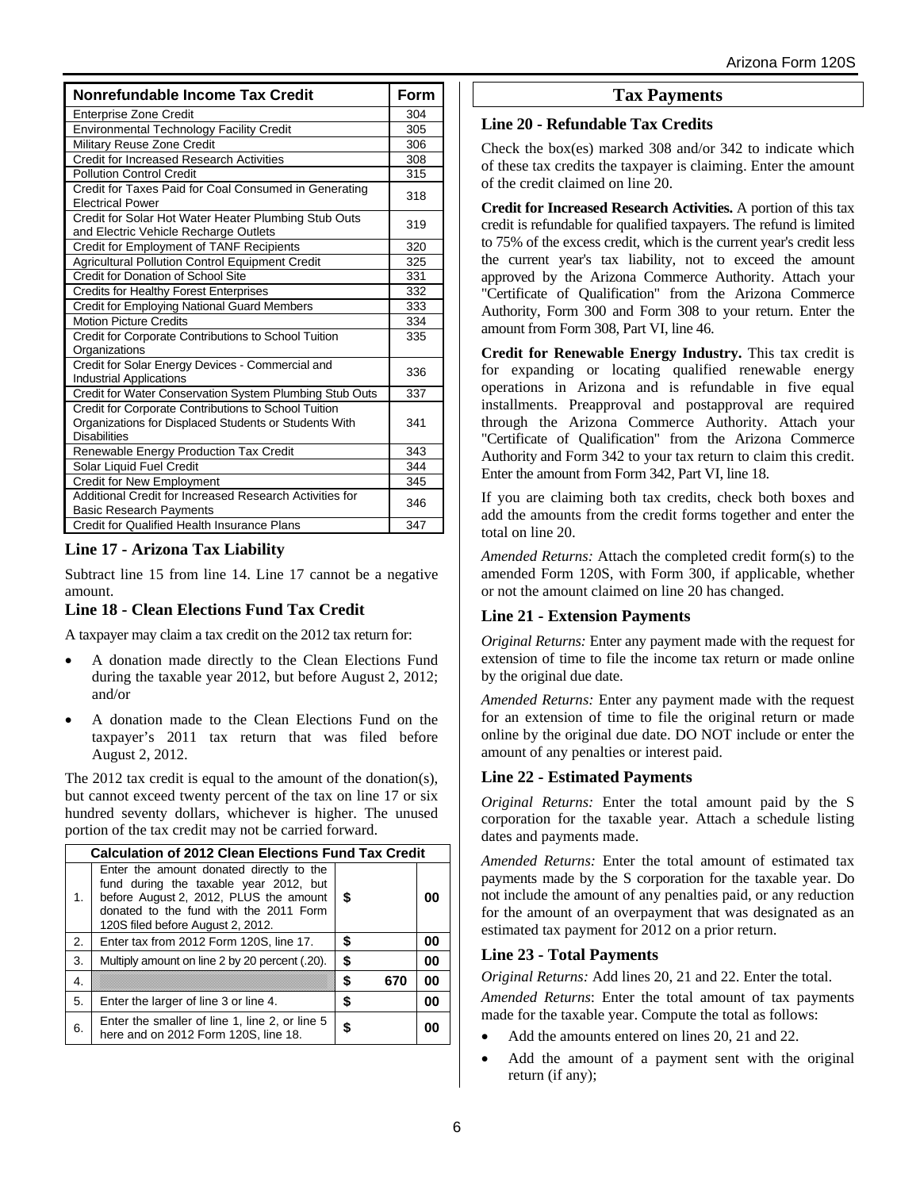| Nonrefundable Income Tax Credit | Form |
|---|---|
| Enterprise Zone Credit | 304 |
| Environmental Technology Facility Credit | 305 |
| Military Reuse Zone Credit | 306 |
| Credit for Increased Research Activities | 308 |
| Pollution Control Credit | 315 |
| Credit for Taxes Paid for Coal Consumed in Generating Electrical Power | 318 |
| Credit for Solar Hot Water Heater Plumbing Stub Outs and Electric Vehicle Recharge Outlets | 319 |
| Credit for Employment of TANF Recipients | 320 |
| Agricultural Pollution Control Equipment Credit | 325 |
| Credit for Donation of School Site | 331 |
| Credits for Healthy Forest Enterprises | 332 |
| Credit for Employing National Guard Members | 333 |
| Motion Picture Credits | 334 |
| Credit for Corporate Contributions to School Tuition Organizations | 335 |
| Credit for Solar Energy Devices - Commercial and Industrial Applications | 336 |
| Credit for Water Conservation System Plumbing Stub Outs | 337 |
| Credit for Corporate Contributions to School Tuition Organizations for Displaced Students or Students With Disabilities | 341 |
| Renewable Energy Production Tax Credit | 343 |
| Solar Liquid Fuel Credit | 344 |
| Credit for New Employment | 345 |
| Additional Credit for Increased Research Activities for Basic Research Payments | 346 |
| Credit for Qualified Health Insurance Plans | 347 |

### Line 17 - Arizona Tax Liability

Subtract line 15 from line 14. Line 17 cannot be a negative amount.

### Line 18 - Clean Elections Fund Tax Credit

A taxpayer may claim a tax credit on the 2012 tax return for:

- A donation made directly to the Clean Elections Fund during the taxable year 2012, but before August 2, 2012; and/or
- A donation made to the Clean Elections Fund on the taxpayer's 2011 tax return that was filed before August 2, 2012.

The 2012 tax credit is equal to the amount of the donation(s), but cannot exceed twenty percent of the tax on line 17 or six hundred seventy dollars, whichever is higher. The unused portion of the tax credit may not be carried forward.

| | Calculation of 2012 Clean Elections Fund Tax Credit | | | |
|---|---|---|---|---|
| 1. | Enter the amount donated directly to the fund during the taxable year 2012, but before August 2, 2012, PLUS the amount donated to the fund with the 2011 Form 120S filed before August 2, 2012. | $ | | 00 |
| 2. | Enter tax from 2012 Form 120S, line 17. | $ | | 00 |
| 3. | Multiply amount on line 2 by 20 percent (.20). | $ | | 00 |
| 4. | | $ | 670 | 00 |
| 5. | Enter the larger of line 3 or line 4. | $ | | 00 |
| 6. | Enter the smaller of line 1, line 2, or line 5 here and on 2012 Form 120S, line 18. | $ | | 00 |

## Tax Payments

### Line 20 - Refundable Tax Credits

Check the box(es) marked 308 and/or 342 to indicate which of these tax credits the taxpayer is claiming. Enter the amount of the credit claimed on line 20.

**Credit for Increased Research Activities.** A portion of this tax credit is refundable for qualified taxpayers. The refund is limited to 75% of the excess credit, which is the current year's credit less the current year's tax liability, not to exceed the amount approved by the Arizona Commerce Authority. Attach your "Certificate of Qualification" from the Arizona Commerce Authority, Form 300 and Form 308 to your return. Enter the amount from Form 308, Part VI, line 46.

**Credit for Renewable Energy Industry.** This tax credit is for expanding or locating qualified renewable energy operations in Arizona and is refundable in five equal installments. Preapproval and postapproval are required through the Arizona Commerce Authority. Attach your "Certificate of Qualification" from the Arizona Commerce Authority and Form 342 to your tax return to claim this credit. Enter the amount from Form 342, Part VI, line 18.

If you are claiming both tax credits, check both boxes and add the amounts from the credit forms together and enter the total on line 20.

*Amended Returns:* Attach the completed credit form(s) to the amended Form 120S, with Form 300, if applicable, whether or not the amount claimed on line 20 has changed.

### Line 21 - Extension Payments

*Original Returns:* Enter any payment made with the request for extension of time to file the income tax return or made online by the original due date.

*Amended Returns:* Enter any payment made with the request for an extension of time to file the original return or made online by the original due date. DO NOT include or enter the amount of any penalties or interest paid.

### Line 22 - Estimated Payments

*Original Returns:* Enter the total amount paid by the S corporation for the taxable year. Attach a schedule listing dates and payments made.

*Amended Returns:* Enter the total amount of estimated tax payments made by the S corporation for the taxable year. Do not include the amount of any penalties paid, or any reduction for the amount of an overpayment that was designated as an estimated tax payment for 2012 on a prior return.

### Line 23 - Total Payments

*Original Returns:* Add lines 20, 21 and 22. Enter the total.

*Amended Returns*: Enter the total amount of tax payments made for the taxable year. Compute the total as follows:

- Add the amounts entered on lines 20, 21 and 22.
- Add the amount of a payment sent with the original return (if any);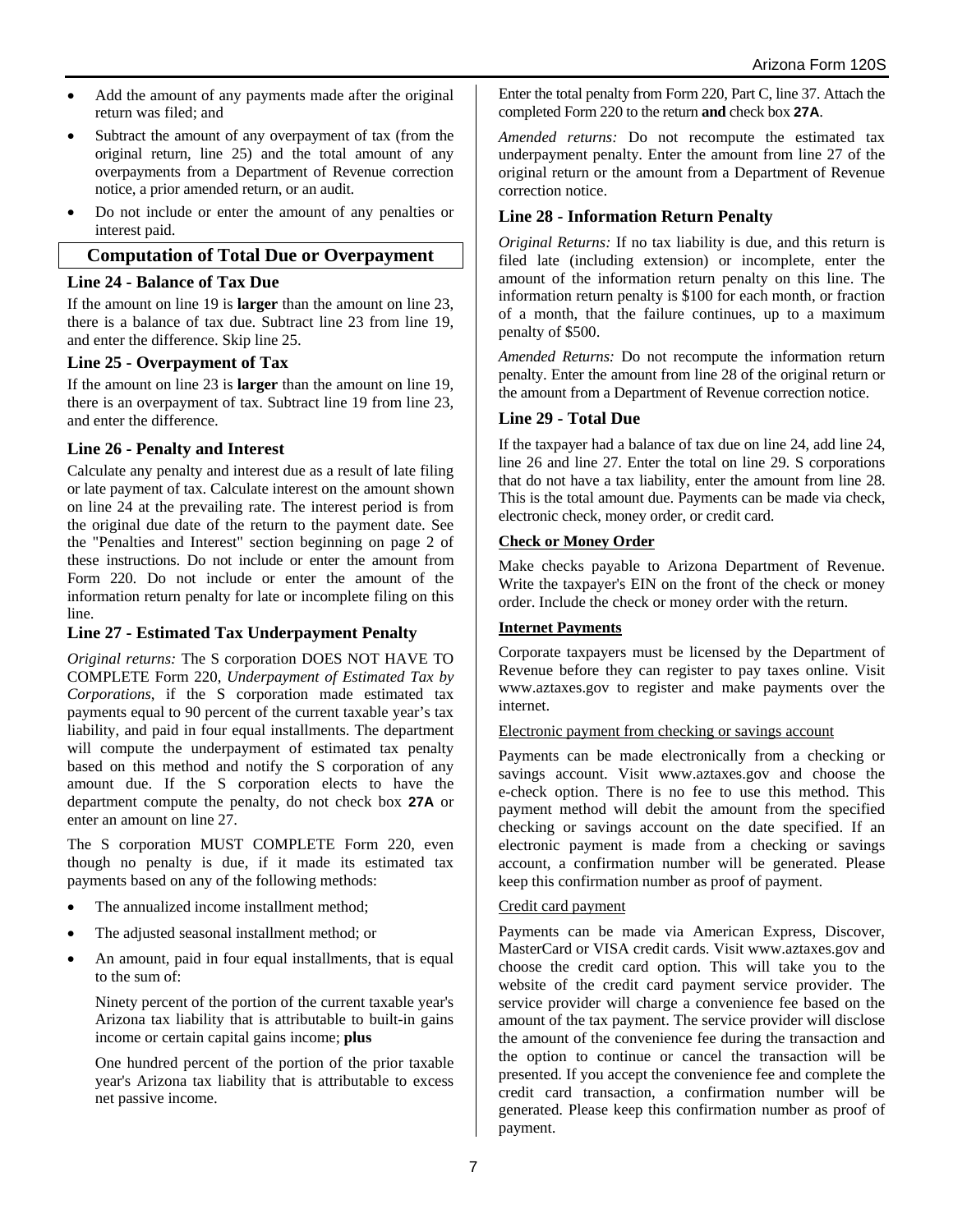- Add the amount of any payments made after the original return was filed; and
- Subtract the amount of any overpayment of tax (from the original return, line 25) and the total amount of any overpayments from a Department of Revenue correction notice, a prior amended return, or an audit.
- Do not include or enter the amount of any penalties or interest paid.

## Computation of Total Due or Overpayment

### Line 24 - Balance of Tax Due

If the amount on line 19 is **larger** than the amount on line 23, there is a balance of tax due. Subtract line 23 from line 19, and enter the difference. Skip line 25.

### Line 25 - Overpayment of Tax

If the amount on line 23 is **larger** than the amount on line 19, there is an overpayment of tax. Subtract line 19 from line 23, and enter the difference.

### Line 26 - Penalty and Interest

Calculate any penalty and interest due as a result of late filing or late payment of tax. Calculate interest on the amount shown on line 24 at the prevailing rate. The interest period is from the original due date of the return to the payment date. See the "Penalties and Interest" section beginning on page 2 of these instructions. Do not include or enter the amount from Form 220. Do not include or enter the amount of the information return penalty for late or incomplete filing on this line.

### Line 27 - Estimated Tax Underpayment Penalty

*Original returns:* The S corporation DOES NOT HAVE TO COMPLETE Form 220, *Underpayment of Estimated Tax by Corporations*, if the S corporation made estimated tax payments equal to 90 percent of the current taxable year's tax liability, and paid in four equal installments. The department will compute the underpayment of estimated tax penalty based on this method and notify the S corporation of any amount due. If the S corporation elects to have the department compute the penalty, do not check box **27A** or enter an amount on line 27.

The S corporation MUST COMPLETE Form 220, even though no penalty is due, if it made its estimated tax payments based on any of the following methods:

- The annualized income installment method;
- The adjusted seasonal installment method; or
- An amount, paid in four equal installments, that is equal to the sum of:

  Ninety percent of the portion of the current taxable year's Arizona tax liability that is attributable to built-in gains income or certain capital gains income; **plus**

  One hundred percent of the portion of the prior taxable year's Arizona tax liability that is attributable to excess net passive income.

Enter the total penalty from Form 220, Part C, line 37. Attach the completed Form 220 to the return **and** check box **27A**.

*Amended returns:* Do not recompute the estimated tax underpayment penalty. Enter the amount from line 27 of the original return or the amount from a Department of Revenue correction notice.

### Line 28 - Information Return Penalty

*Original Returns:* If no tax liability is due, and this return is filed late (including extension) or incomplete, enter the amount of the information return penalty on this line. The information return penalty is $100 for each month, or fraction of a month, that the failure continues, up to a maximum penalty of $500.

*Amended Returns:* Do not recompute the information return penalty. Enter the amount from line 28 of the original return or the amount from a Department of Revenue correction notice.

### Line 29 - Total Due

If the taxpayer had a balance of tax due on line 24, add line 24, line 26 and line 27. Enter the total on line 29. S corporations that do not have a tax liability, enter the amount from line 28. This is the total amount due. Payments can be made via check, electronic check, money order, or credit card.

**Check or Money Order**

Make checks payable to Arizona Department of Revenue. Write the taxpayer's EIN on the front of the check or money order. Include the check or money order with the return.

**Internet Payments**

Corporate taxpayers must be licensed by the Department of Revenue before they can register to pay taxes online. Visit www.aztaxes.gov to register and make payments over the internet.

Electronic payment from checking or savings account

Payments can be made electronically from a checking or savings account. Visit www.aztaxes.gov and choose the e-check option. There is no fee to use this method. This payment method will debit the amount from the specified checking or savings account on the date specified. If an electronic payment is made from a checking or savings account, a confirmation number will be generated. Please keep this confirmation number as proof of payment.

Credit card payment

Payments can be made via American Express, Discover, MasterCard or VISA credit cards. Visit www.aztaxes.gov and choose the credit card option. This will take you to the website of the credit card payment service provider. The service provider will charge a convenience fee based on the amount of the tax payment. The service provider will disclose the amount of the convenience fee during the transaction and the option to continue or cancel the transaction will be presented. If you accept the convenience fee and complete the credit card transaction, a confirmation number will be generated. Please keep this confirmation number as proof of payment.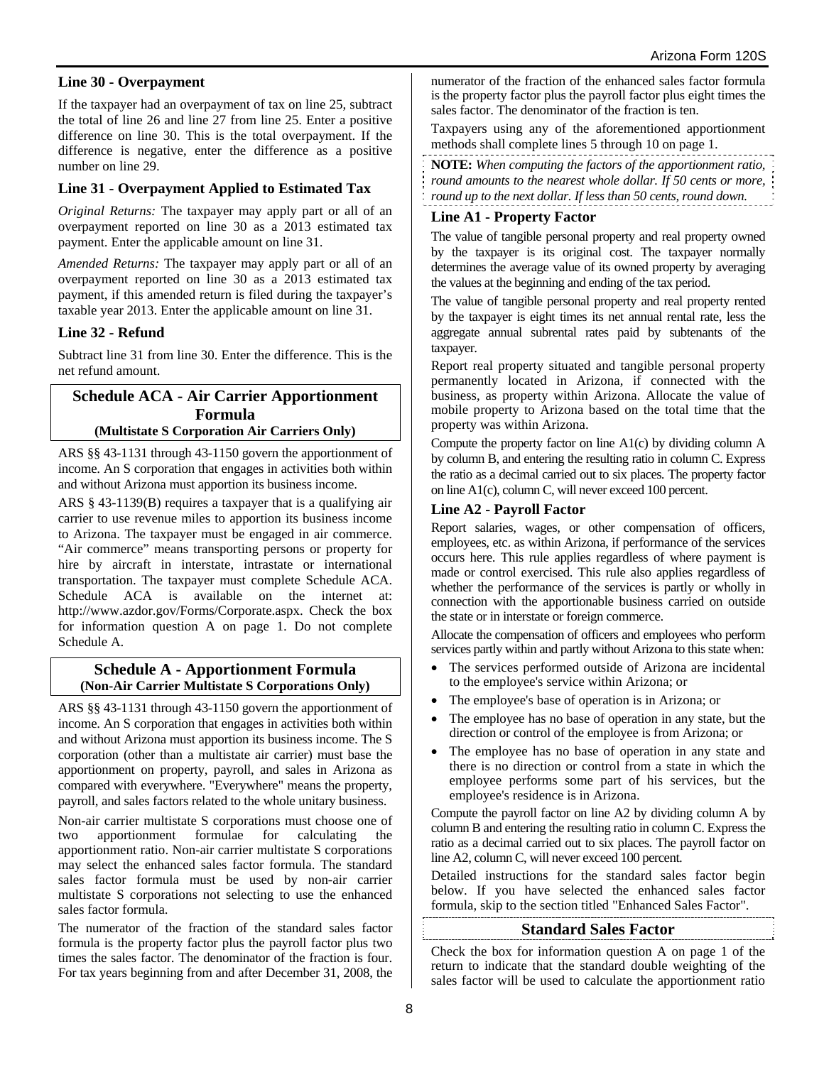### Line 30 - Overpayment

If the taxpayer had an overpayment of tax on line 25, subtract the total of line 26 and line 27 from line 25. Enter a positive difference on line 30. This is the total overpayment. If the difference is negative, enter the difference as a positive number on line 29.

### Line 31 - Overpayment Applied to Estimated Tax

*Original Returns:* The taxpayer may apply part or all of an overpayment reported on line 30 as a 2013 estimated tax payment. Enter the applicable amount on line 31.

*Amended Returns:* The taxpayer may apply part or all of an overpayment reported on line 30 as a 2013 estimated tax payment, if this amended return is filed during the taxpayer's taxable year 2013. Enter the applicable amount on line 31.

### Line 32 - Refund

Subtract line 31 from line 30. Enter the difference. This is the net refund amount.

## Schedule ACA - Air Carrier Apportionment Formula

**(Multistate S Corporation Air Carriers Only)**

ARS §§ 43-1131 through 43-1150 govern the apportionment of income. An S corporation that engages in activities both within and without Arizona must apportion its business income.

ARS § 43-1139(B) requires a taxpayer that is a qualifying air carrier to use revenue miles to apportion its business income to Arizona. The taxpayer must be engaged in air commerce. "Air commerce" means transporting persons or property for hire by aircraft in interstate, intrastate or international transportation. The taxpayer must complete Schedule ACA. Schedule ACA is available on the internet at: http://www.azdor.gov/Forms/Corporate.aspx. Check the box for information question A on page 1. Do not complete Schedule A.

## Schedule A - Apportionment Formula

**(Non-Air Carrier Multistate S Corporations Only)**

ARS §§ 43-1131 through 43-1150 govern the apportionment of income. An S corporation that engages in activities both within and without Arizona must apportion its business income. The S corporation (other than a multistate air carrier) must base the apportionment on property, payroll, and sales in Arizona as compared with everywhere. "Everywhere" means the property, payroll, and sales factors related to the whole unitary business.

Non-air carrier multistate S corporations must choose one of two apportionment formulae for calculating the apportionment ratio. Non-air carrier multistate S corporations may select the enhanced sales factor formula. The standard sales factor formula must be used by non-air carrier multistate S corporations not selecting to use the enhanced sales factor formula.

The numerator of the fraction of the standard sales factor formula is the property factor plus the payroll factor plus two times the sales factor. The denominator of the fraction is four. For tax years beginning from and after December 31, 2008, the numerator of the fraction of the enhanced sales factor formula is the property factor plus the payroll factor plus eight times the sales factor. The denominator of the fraction is ten.

Taxpayers using any of the aforementioned apportionment methods shall complete lines 5 through 10 on page 1.

**NOTE:** *When computing the factors of the apportionment ratio, round amounts to the nearest whole dollar. If 50 cents or more, round up to the next dollar. If less than 50 cents, round down.*

### Line A1 - Property Factor

The value of tangible personal property and real property owned by the taxpayer is its original cost. The taxpayer normally determines the average value of its owned property by averaging the values at the beginning and ending of the tax period.

The value of tangible personal property and real property rented by the taxpayer is eight times its net annual rental rate, less the aggregate annual subrental rates paid by subtenants of the taxpayer.

Report real property situated and tangible personal property permanently located in Arizona, if connected with the business, as property within Arizona. Allocate the value of mobile property to Arizona based on the total time that the property was within Arizona.

Compute the property factor on line A1(c) by dividing column A by column B, and entering the resulting ratio in column C. Express the ratio as a decimal carried out to six places. The property factor on line A1(c), column C, will never exceed 100 percent.

### Line A2 - Payroll Factor

Report salaries, wages, or other compensation of officers, employees, etc. as within Arizona, if performance of the services occurs here. This rule applies regardless of where payment is made or control exercised. This rule also applies regardless of whether the performance of the services is partly or wholly in connection with the apportionable business carried on outside the state or in interstate or foreign commerce.

Allocate the compensation of officers and employees who perform services partly within and partly without Arizona to this state when:

- The services performed outside of Arizona are incidental to the employee's service within Arizona; or
- The employee's base of operation is in Arizona; or
- The employee has no base of operation in any state, but the direction or control of the employee is from Arizona; or
- The employee has no base of operation in any state and there is no direction or control from a state in which the employee performs some part of his services, but the employee's residence is in Arizona.

Compute the payroll factor on line A2 by dividing column A by column B and entering the resulting ratio in column C. Express the ratio as a decimal carried out to six places. The payroll factor on line A2, column C, will never exceed 100 percent.

Detailed instructions for the standard sales factor begin below. If you have selected the enhanced sales factor formula, skip to the section titled "Enhanced Sales Factor".

### Standard Sales Factor

Check the box for information question A on page 1 of the return to indicate that the standard double weighting of the sales factor will be used to calculate the apportionment ratio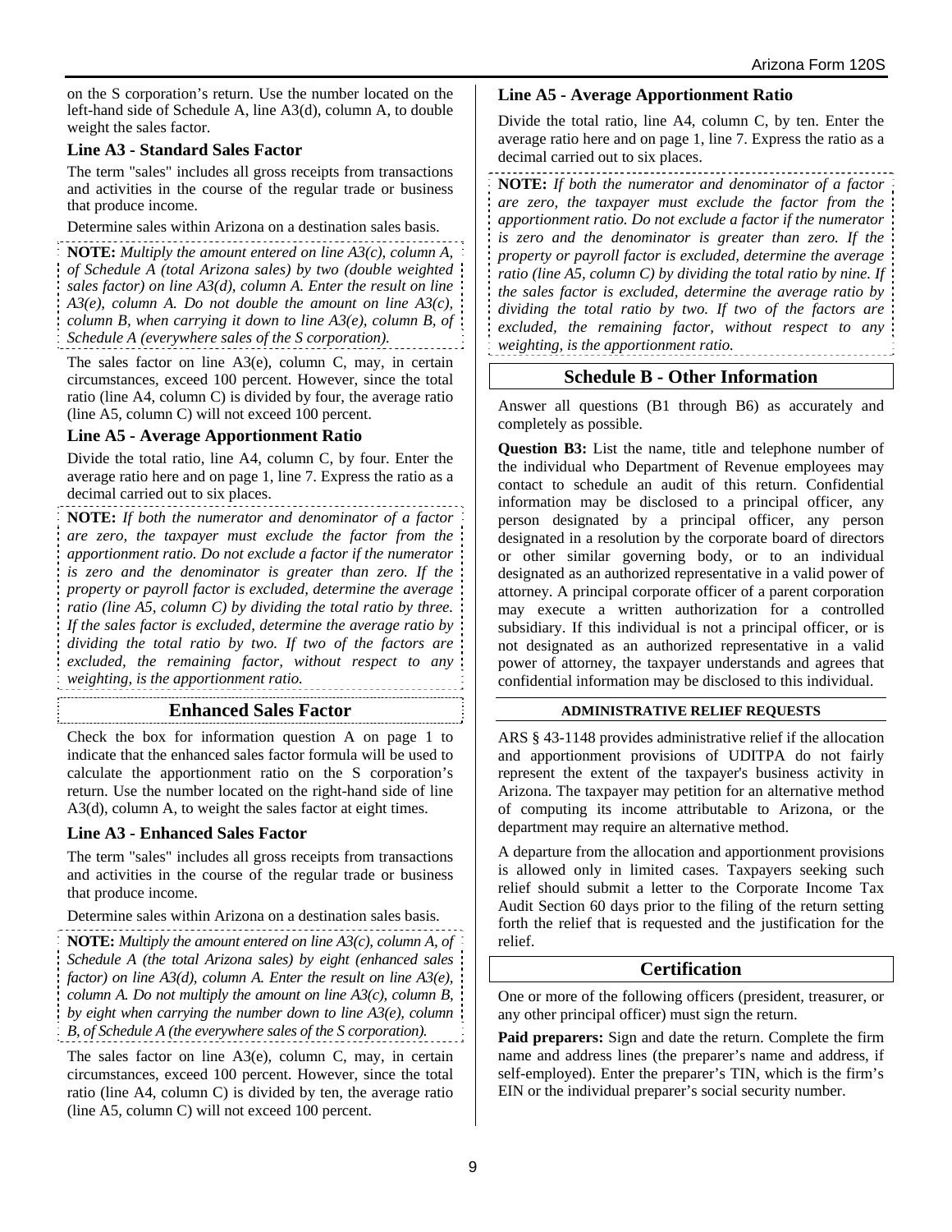on the S corporation's return. Use the number located on the left-hand side of Schedule A, line A3(d), column A, to double weight the sales factor.

### Line A3 - Standard Sales Factor

The term "sales" includes all gross receipts from transactions and activities in the course of the regular trade or business that produce income.

Determine sales within Arizona on a destination sales basis.

**NOTE:** *Multiply the amount entered on line A3(c), column A, of Schedule A (total Arizona sales) by two (double weighted sales factor) on line A3(d), column A. Enter the result on line A3(e), column A. Do not double the amount on line A3(c), column B, when carrying it down to line A3(e), column B, of Schedule A (everywhere sales of the S corporation).*

The sales factor on line A3(e), column C, may, in certain circumstances, exceed 100 percent. However, since the total ratio (line A4, column C) is divided by four, the average ratio (line A5, column C) will not exceed 100 percent.

### Line A5 - Average Apportionment Ratio

Divide the total ratio, line A4, column C, by four. Enter the average ratio here and on page 1, line 7. Express the ratio as a decimal carried out to six places.

**NOTE:** *If both the numerator and denominator of a factor are zero, the taxpayer must exclude the factor from the apportionment ratio. Do not exclude a factor if the numerator is zero and the denominator is greater than zero. If the property or payroll factor is excluded, determine the average ratio (line A5, column C) by dividing the total ratio by three. If the sales factor is excluded, determine the average ratio by dividing the total ratio by two. If two of the factors are excluded, the remaining factor, without respect to any weighting, is the apportionment ratio.*

## Enhanced Sales Factor

Check the box for information question A on page 1 to indicate that the enhanced sales factor formula will be used to calculate the apportionment ratio on the S corporation's return. Use the number located on the right-hand side of line A3(d), column A, to weight the sales factor at eight times.

### Line A3 - Enhanced Sales Factor

The term "sales" includes all gross receipts from transactions and activities in the course of the regular trade or business that produce income.

Determine sales within Arizona on a destination sales basis.

**NOTE:** *Multiply the amount entered on line A3(c), column A, of Schedule A (the total Arizona sales) by eight (enhanced sales factor) on line A3(d), column A. Enter the result on line A3(e), column A. Do not multiply the amount on line A3(c), column B, by eight when carrying the number down to line A3(e), column B, of Schedule A (the everywhere sales of the S corporation).*

The sales factor on line A3(e), column C, may, in certain circumstances, exceed 100 percent. However, since the total ratio (line A4, column C) is divided by ten, the average ratio (line A5, column C) will not exceed 100 percent.

### Line A5 - Average Apportionment Ratio

Divide the total ratio, line A4, column C, by ten. Enter the average ratio here and on page 1, line 7. Express the ratio as a decimal carried out to six places.

**NOTE:** *If both the numerator and denominator of a factor are zero, the taxpayer must exclude the factor from the apportionment ratio. Do not exclude a factor if the numerator is zero and the denominator is greater than zero. If the property or payroll factor is excluded, determine the average ratio (line A5, column C) by dividing the total ratio by nine. If the sales factor is excluded, determine the average ratio by dividing the total ratio by two. If two of the factors are excluded, the remaining factor, without respect to any weighting, is the apportionment ratio.*

## Schedule B - Other Information

Answer all questions (B1 through B6) as accurately and completely as possible.

**Question B3:** List the name, title and telephone number of the individual who Department of Revenue employees may contact to schedule an audit of this return. Confidential information may be disclosed to a principal officer, any person designated by a principal officer, any person designated in a resolution by the corporate board of directors or other similar governing body, or to an individual designated as an authorized representative in a valid power of attorney. A principal corporate officer of a parent corporation may execute a written authorization for a controlled subsidiary. If this individual is not a principal officer, or is not designated as an authorized representative in a valid power of attorney, the taxpayer understands and agrees that confidential information may be disclosed to this individual.

#### ADMINISTRATIVE RELIEF REQUESTS

ARS § 43-1148 provides administrative relief if the allocation and apportionment provisions of UDITPA do not fairly represent the extent of the taxpayer's business activity in Arizona. The taxpayer may petition for an alternative method of computing its income attributable to Arizona, or the department may require an alternative method.

A departure from the allocation and apportionment provisions is allowed only in limited cases. Taxpayers seeking such relief should submit a letter to the Corporate Income Tax Audit Section 60 days prior to the filing of the return setting forth the relief that is requested and the justification for the relief.

## Certification

One or more of the following officers (president, treasurer, or any other principal officer) must sign the return.

**Paid preparers:** Sign and date the return. Complete the firm name and address lines (the preparer's name and address, if self-employed). Enter the preparer's TIN, which is the firm's EIN or the individual preparer's social security number.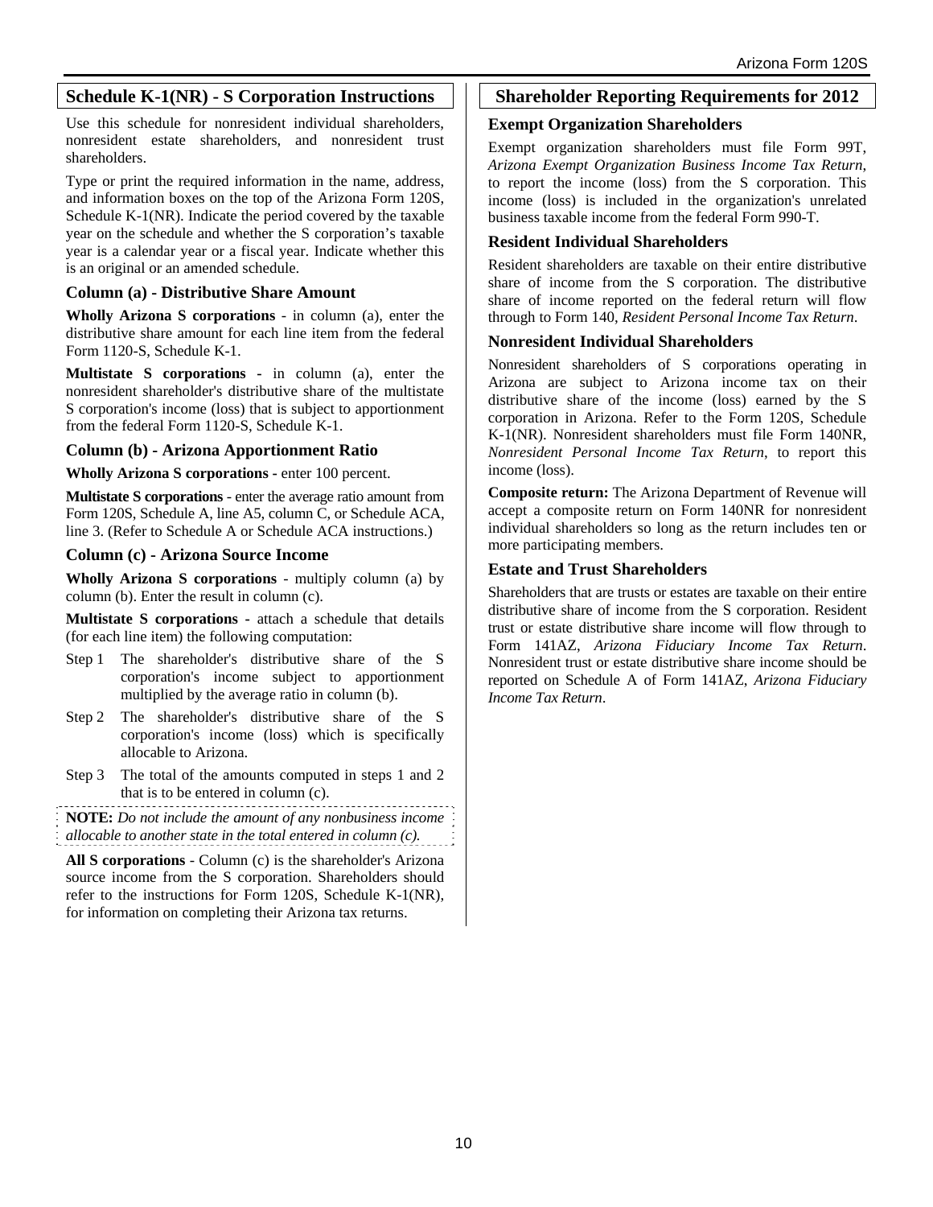## Schedule K-1(NR) - S Corporation Instructions

Use this schedule for nonresident individual shareholders, nonresident estate shareholders, and nonresident trust shareholders.

Type or print the required information in the name, address, and information boxes on the top of the Arizona Form 120S, Schedule K-1(NR). Indicate the period covered by the taxable year on the schedule and whether the S corporation's taxable year is a calendar year or a fiscal year. Indicate whether this is an original or an amended schedule.

### Column (a) - Distributive Share Amount

**Wholly Arizona S corporations** - in column (a), enter the distributive share amount for each line item from the federal Form 1120-S, Schedule K-1.

**Multistate S corporations** - in column (a), enter the nonresident shareholder's distributive share of the multistate S corporation's income (loss) that is subject to apportionment from the federal Form 1120-S, Schedule K-1.

### Column (b) - Arizona Apportionment Ratio

**Wholly Arizona S corporations -** enter 100 percent.

**Multistate S corporations** - enter the average ratio amount from Form 120S, Schedule A, line A5, column C, or Schedule ACA, line 3. (Refer to Schedule A or Schedule ACA instructions.)

### Column (c) - Arizona Source Income

**Wholly Arizona S corporations** - multiply column (a) by column (b). Enter the result in column (c).

**Multistate S corporations -** attach a schedule that details (for each line item) the following computation:

- Step 1 The shareholder's distributive share of the S corporation's income subject to apportionment multiplied by the average ratio in column (b).
- Step 2 The shareholder's distributive share of the S corporation's income (loss) which is specifically allocable to Arizona.
- Step 3 The total of the amounts computed in steps 1 and 2 that is to be entered in column (c).

**NOTE:** *Do not include the amount of any nonbusiness income allocable to another state in the total entered in column (c).*

**All S corporations** - Column (c) is the shareholder's Arizona source income from the S corporation. Shareholders should refer to the instructions for Form 120S, Schedule K-1(NR), for information on completing their Arizona tax returns.

## Shareholder Reporting Requirements for 2012

### Exempt Organization Shareholders

Exempt organization shareholders must file Form 99T, *Arizona Exempt Organization Business Income Tax Return*, to report the income (loss) from the S corporation. This income (loss) is included in the organization's unrelated business taxable income from the federal Form 990-T.

### Resident Individual Shareholders

Resident shareholders are taxable on their entire distributive share of income from the S corporation. The distributive share of income reported on the federal return will flow through to Form 140, *Resident Personal Income Tax Return*.

### Nonresident Individual Shareholders

Nonresident shareholders of S corporations operating in Arizona are subject to Arizona income tax on their distributive share of the income (loss) earned by the S corporation in Arizona. Refer to the Form 120S, Schedule K-1(NR). Nonresident shareholders must file Form 140NR, *Nonresident Personal Income Tax Return*, to report this income (loss).

**Composite return:** The Arizona Department of Revenue will accept a composite return on Form 140NR for nonresident individual shareholders so long as the return includes ten or more participating members.

### Estate and Trust Shareholders

Shareholders that are trusts or estates are taxable on their entire distributive share of income from the S corporation. Resident trust or estate distributive share income will flow through to Form 141AZ, *Arizona Fiduciary Income Tax Return*. Nonresident trust or estate distributive share income should be reported on Schedule A of Form 141AZ, *Arizona Fiduciary Income Tax Return*.